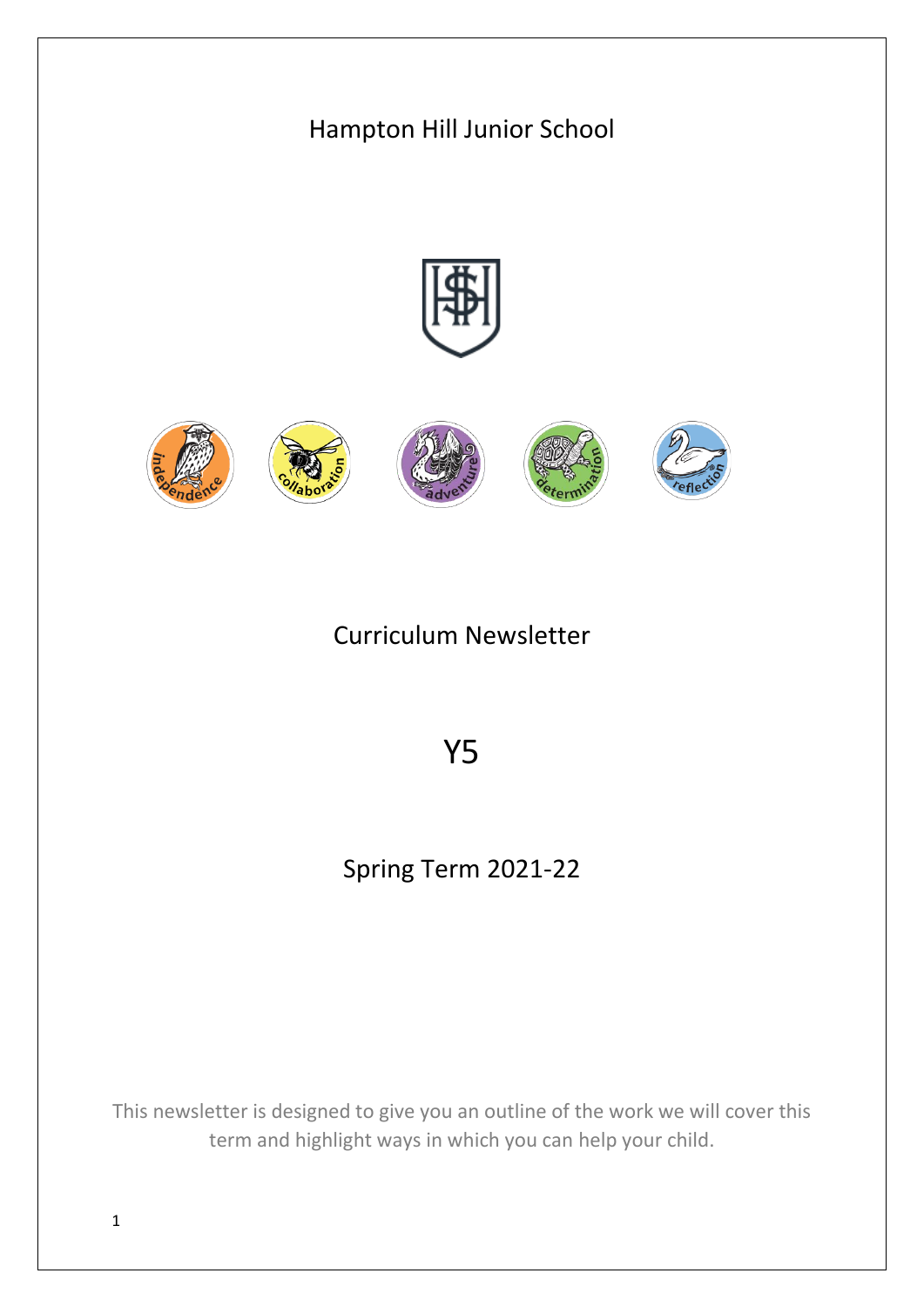# Hampton Hill Junior School

# Curriculum Newsletter

# Y5

## Spring Term 2021-22

This newsletter is designed to give you an outline of the work we will cover this term and highlight ways in which you can help your child.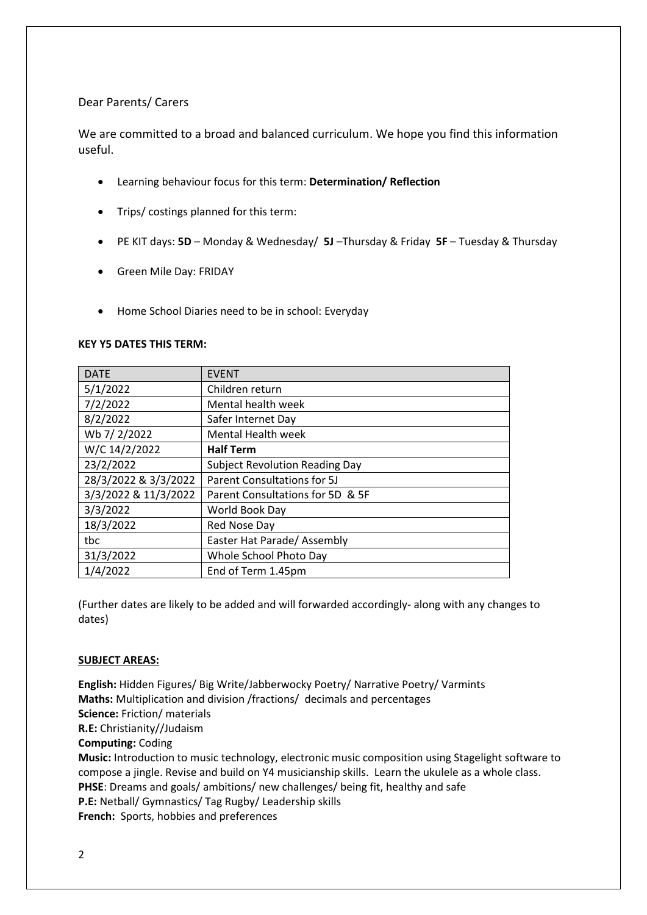Dear Parents/ Carers

We are committed to a broad and balanced curriculum. We hope you find this information useful.

- Learning behaviour focus for this term: **Determination/ Reflection**
- Trips/ costings planned for this term:
- PE KIT days: **5D** – Monday & Wednesday/ **5J** –Thursday & Friday **5F** – Tuesday & Thursday
- Green Mile Day: FRIDAY
- Home School Diaries need to be in school: Everyday

**KEY Y5 DATES THIS TERM:**

| DATE | EVENT |
|---|---|
| 5/1/2022 | Children return |
| 7/2/2022 | Mental health week |
| 8/2/2022 | Safer Internet Day |
| Wb 7/ 2/2022 | Mental Health week |
| W/C 14/2/2022 | **Half Term** |
| 23/2/2022 | Subject Revolution Reading Day |
| 28/3/2022 & 3/3/2022 | Parent Consultations for 5J |
| 3/3/2022 & 11/3/2022 | Parent Consultations for 5D & 5F |
| 3/3/2022 | World Book Day |
| 18/3/2022 | Red Nose Day |
| tbc | Easter Hat Parade/ Assembly |
| 31/3/2022 | Whole School Photo Day |
| 1/4/2022 | End of Term 1.45pm |

(Further dates are likely to be added and will forwarded accordingly- along with any changes to dates)

**SUBJECT AREAS:**

**English:** Hidden Figures/ Big Write/Jabberwocky Poetry/ Narrative Poetry/ Varmints
**Maths:** Multiplication and division /fractions/ decimals and percentages
**Science:** Friction/ materials
**R.E:** Christianity//Judaism
**Computing:** Coding
**Music:** Introduction to music technology, electronic music composition using Stagelight software to compose a jingle. Revise and build on Y4 musicianship skills. Learn the ukulele as a whole class.
**PHSE**: Dreams and goals/ ambitions/ new challenges/ being fit, healthy and safe
**P.E:** Netball/ Gymnastics/ Tag Rugby/ Leadership skills
**French:** Sports, hobbies and preferences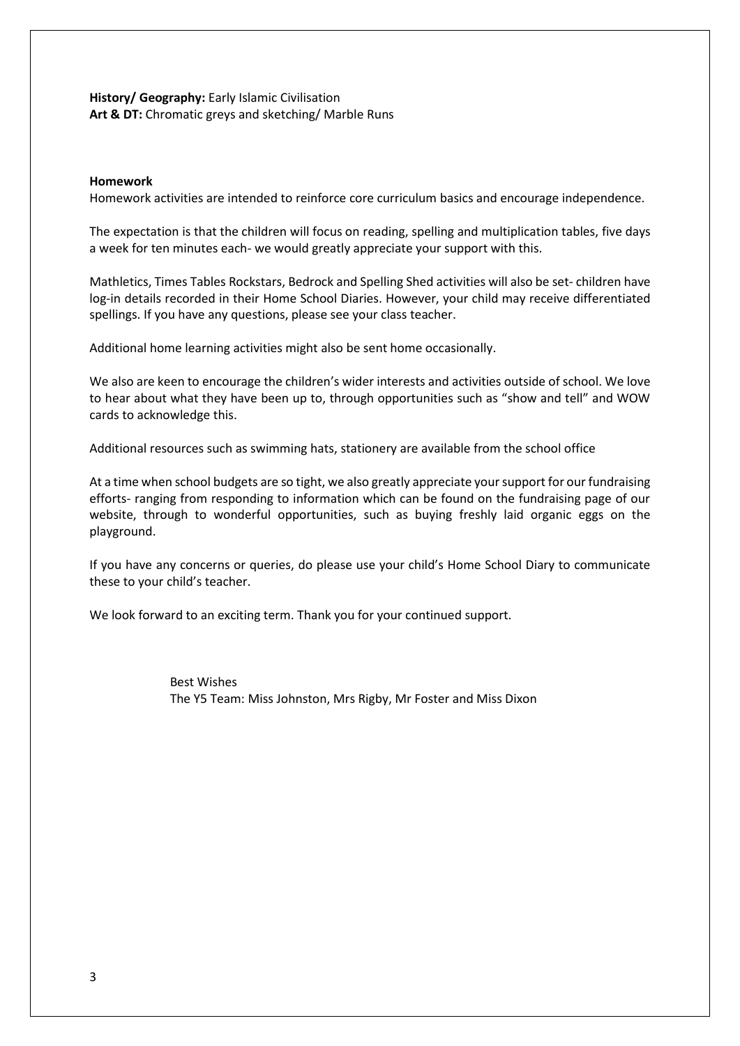**History/ Geography:** Early Islamic Civilisation
**Art & DT:** Chromatic greys and sketching/ Marble Runs

**Homework**

Homework activities are intended to reinforce core curriculum basics and encourage independence.

The expectation is that the children will focus on reading, spelling and multiplication tables, five days a week for ten minutes each- we would greatly appreciate your support with this.

Mathletics, Times Tables Rockstars, Bedrock and Spelling Shed activities will also be set- children have log-in details recorded in their Home School Diaries. However, your child may receive differentiated spellings. If you have any questions, please see your class teacher.

Additional home learning activities might also be sent home occasionally.

We also are keen to encourage the children's wider interests and activities outside of school. We love to hear about what they have been up to, through opportunities such as "show and tell" and WOW cards to acknowledge this.

Additional resources such as swimming hats, stationery are available from the school office

At a time when school budgets are so tight, we also greatly appreciate your support for our fundraising efforts- ranging from responding to information which can be found on the fundraising page of our website, through to wonderful opportunities, such as buying freshly laid organic eggs on the playground.

If you have any concerns or queries, do please use your child's Home School Diary to communicate these to your child's teacher.

We look forward to an exciting term. Thank you for your continued support.

Best Wishes
The Y5 Team: Miss Johnston, Mrs Rigby, Mr Foster and Miss Dixon